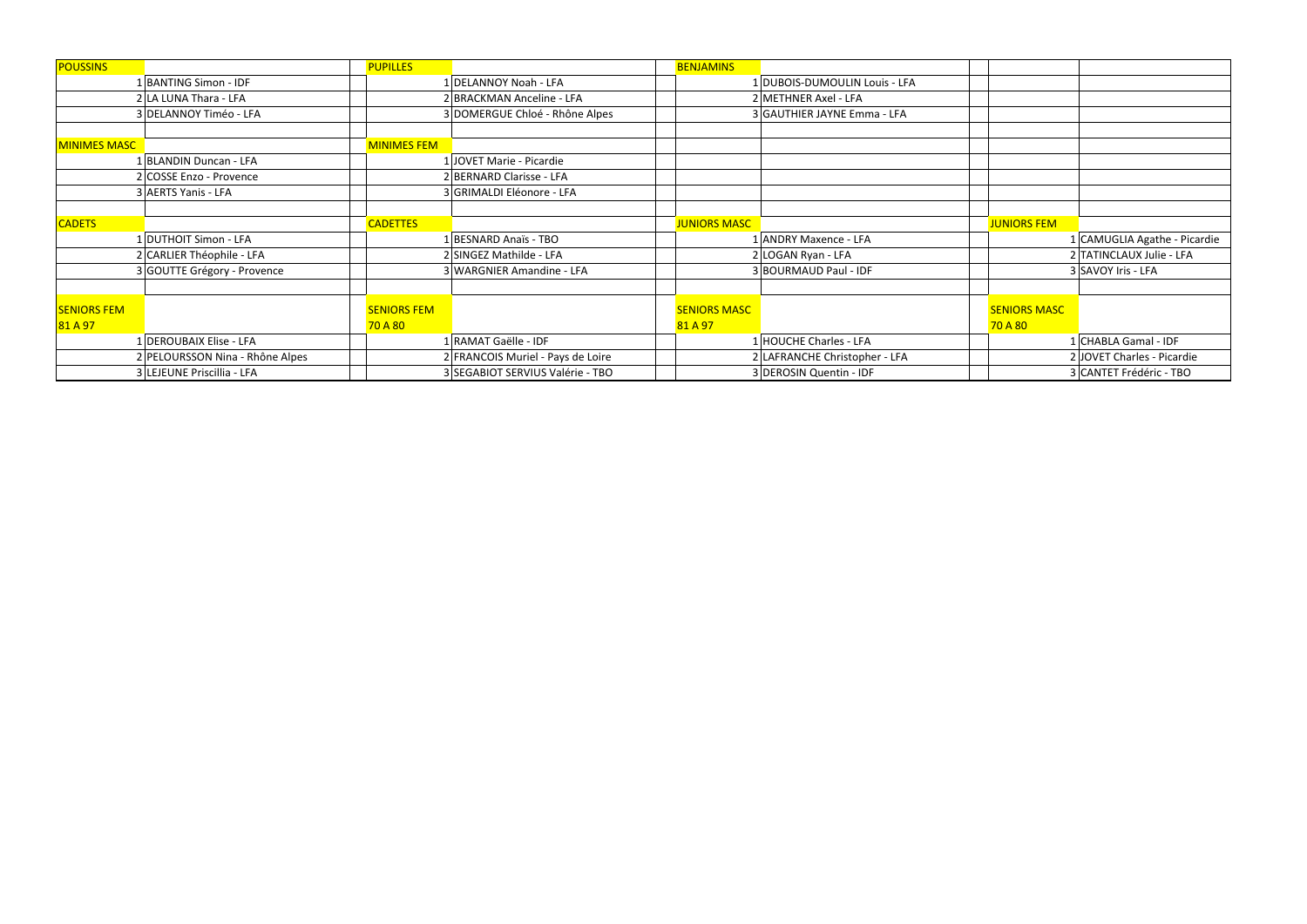| POUSSINS | | | PUPILLES | | | BENJAMINS | | | | |
|---|---|---|---|---|---|---|---|---|---|---|
| 1 | BANTING Simon - IDF | | 1 | DELANNOY Noah - LFA | | 1 | DUBOIS-DUMOULIN Louis - LFA | | | |
| 2 | LA LUNA Thara - LFA | | 2 | BRACKMAN Anceline - LFA | | 2 | METHNER Axel - LFA | | | |
| 3 | DELANNOY Timéo - LFA | | 3 | DOMERGUE Chloé - Rhône Alpes | | 3 | GAUTHIER JAYNE Emma - LFA | | | |
| | | | | | | | | | | |
| MINIMES MASC | | | MINIMES FEM | | | | | | | |
| 1 | BLANDIN Duncan - LFA | | 1 | JOVET Marie - Picardie | | | | | | |
| 2 | COSSE Enzo - Provence | | 2 | BERNARD Clarisse - LFA | | | | | | |
| 3 | AERTS Yanis - LFA | | 3 | GRIMALDI Eléonore - LFA | | | | | | |
| | | | | | | | | | | |
| CADETS | | | CADETTES | | | JUNIORS MASC | | | JUNIORS FEM | |
| 1 | DUTHOIT Simon - LFA | | 1 | BESNARD Anaïs - TBO | | 1 | ANDRY Maxence - LFA | | 1 | CAMUGLIA Agathe - Picardie |
| 2 | CARLIER Théophile - LFA | | 2 | SINGEZ Mathilde - LFA | | 2 | LOGAN Ryan - LFA | | 2 | TATINCLAUX Julie - LFA |
| 3 | GOUTTE Grégory - Provence | | 3 | WARGNIER Amandine - LFA | | 3 | BOURMAUD Paul - IDF | | 3 | SAVOY Iris - LFA |
| | | | | | | | | | | |
| SENIORS FEM 81 A 97 | | | SENIORS FEM 70 A 80 | | | SENIORS MASC 81 A 97 | | | SENIORS MASC 70 A 80 | |
| 1 | DEROUBAIX Elise - LFA | | 1 | RAMAT Gaëlle - IDF | | 1 | HOUCHE Charles - LFA | | 1 | CHABLA Gamal - IDF |
| 2 | PELOURSSON Nina - Rhône Alpes | | 2 | FRANCOIS Muriel - Pays de Loire | | 2 | LAFRANCHE Christopher - LFA | | 2 | JOVET Charles - Picardie |
| 3 | LEJEUNE Priscillia - LFA | | 3 | SEGABIOT SERVIUS Valérie - TBO | | 3 | DEROSIN Quentin - IDF | | 3 | CANTET Frédéric - TBO |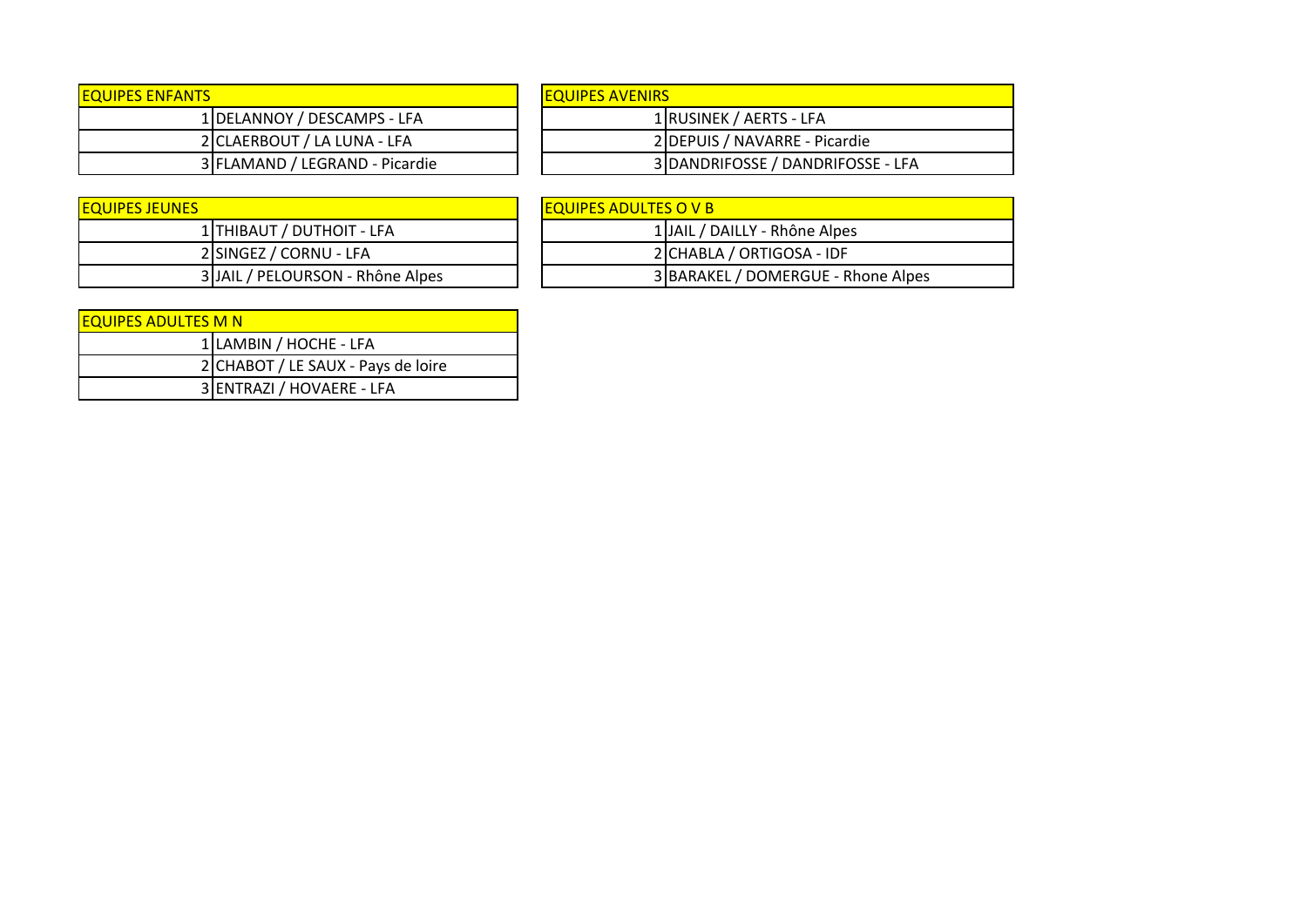| EQUIPES ENFANTS | |
| --- | --- |
| 1 | DELANNOY / DESCAMPS - LFA |
| 2 | CLAERBOUT / LA LUNA - LFA |
| 3 | FLAMAND / LEGRAND - Picardie |

| EQUIPES AVENIRS | |
| --- | --- |
| 1 | RUSINEK / AERTS - LFA |
| 2 | DEPUIS / NAVARRE - Picardie |
| 3 | DANDRIFOSSE / DANDRIFOSSE - LFA |

| EQUIPES JEUNES | |
| --- | --- |
| 1 | THIBAUT / DUTHOIT - LFA |
| 2 | SINGEZ / CORNU - LFA |
| 3 | JAIL / PELOURSON - Rhône Alpes |

| EQUIPES ADULTES O V B | |
| --- | --- |
| 1 | JAIL / DAILLY - Rhône Alpes |
| 2 | CHABLA / ORTIGOSA - IDF |
| 3 | BARAKEL / DOMERGUE - Rhone Alpes |

| EQUIPES ADULTES M N | |
| --- | --- |
| 1 | LAMBIN / HOCHE - LFA |
| 2 | CHABOT / LE SAUX - Pays de loire |
| 3 | ENTRAZI / HOVAERE - LFA |